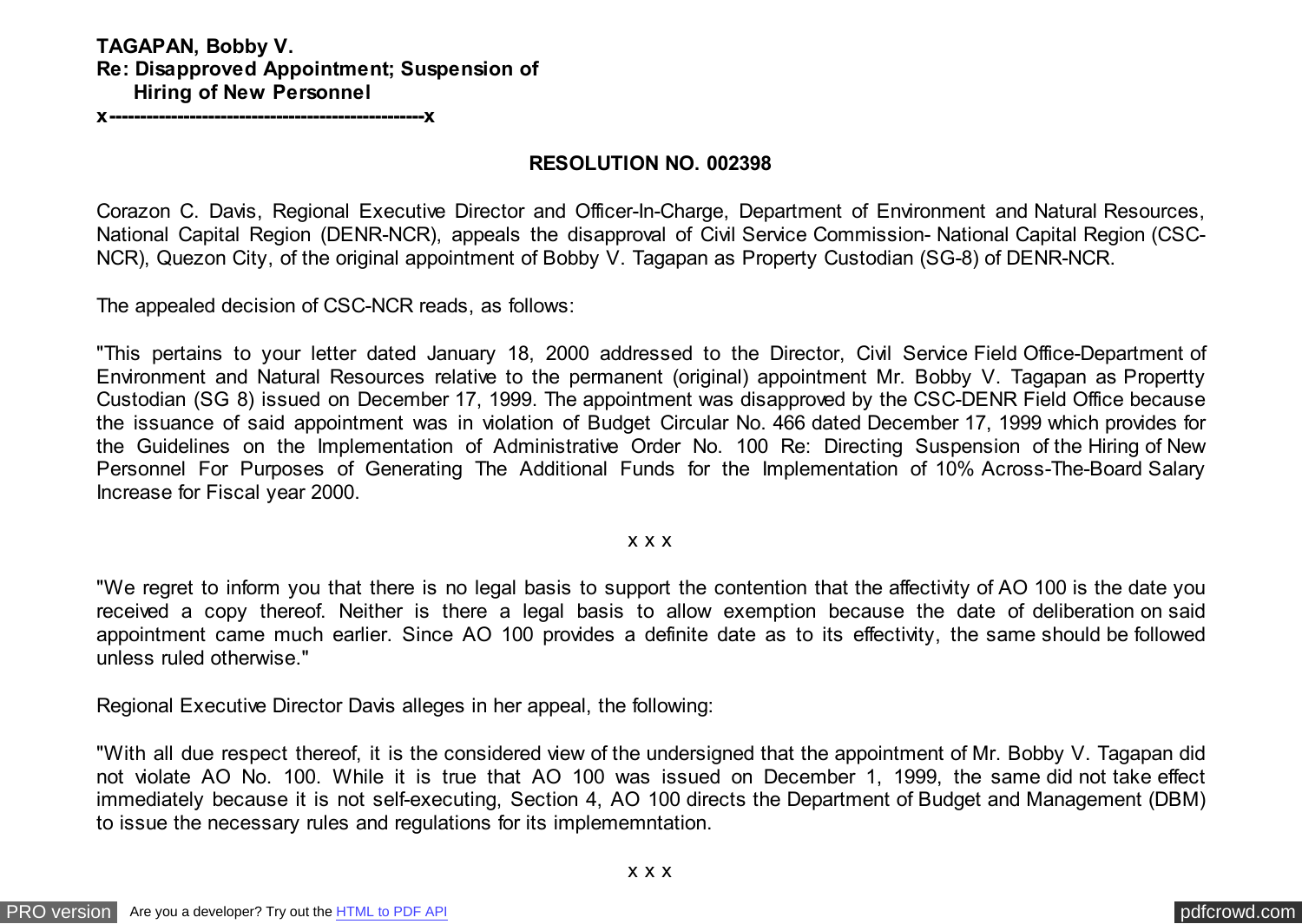**TAGAPAN, Bobby V.**
**Re: Disapproved Appointment; Suspension of Hiring of New Personnel**
**x---------------------------------------------------x**

**RESOLUTION NO. 002398**

Corazon C. Davis, Regional Executive Director and Officer-In-Charge, Department of Environment and Natural Resources, National Capital Region (DENR-NCR), appeals the disapproval of Civil Service Commission- National Capital Region (CSC-NCR), Quezon City, of the original appointment of Bobby V. Tagapan as Property Custodian (SG-8) of DENR-NCR.

The appealed decision of CSC-NCR reads, as follows:

"This pertains to your letter dated January 18, 2000 addressed to the Director, Civil Service Field Office-Department of Environment and Natural Resources relative to the permanent (original) appointment Mr. Bobby V. Tagapan as Propertty Custodian (SG 8) issued on December 17, 1999. The appointment was disapproved by the CSC-DENR Field Office because the issuance of said appointment was in violation of Budget Circular No. 466 dated December 17, 1999 which provides for the Guidelines on the Implementation of Administrative Order No. 100 Re: Directing Suspension of the Hiring of New Personnel For Purposes of Generating The Additional Funds for the Implementation of 10% Across-The-Board Salary Increase for Fiscal year 2000.

x x x

"We regret to inform you that there is no legal basis to support the contention that the affectivity of AO 100 is the date you received a copy thereof. Neither is there a legal basis to allow exemption because the date of deliberation on said appointment came much earlier. Since AO 100 provides a definite date as to its effectivity, the same should be followed unless ruled otherwise."

Regional Executive Director Davis alleges in her appeal, the following:

"With all due respect thereof, it is the considered view of the undersigned that the appointment of Mr. Bobby V. Tagapan did not violate AO No. 100. While it is true that AO 100 was issued on December 1, 1999, the same did not take effect immediately because it is not self-executing, Section 4, AO 100 directs the Department of Budget and Management (DBM) to issue the necessary rules and regulations for its implememntation.

x x x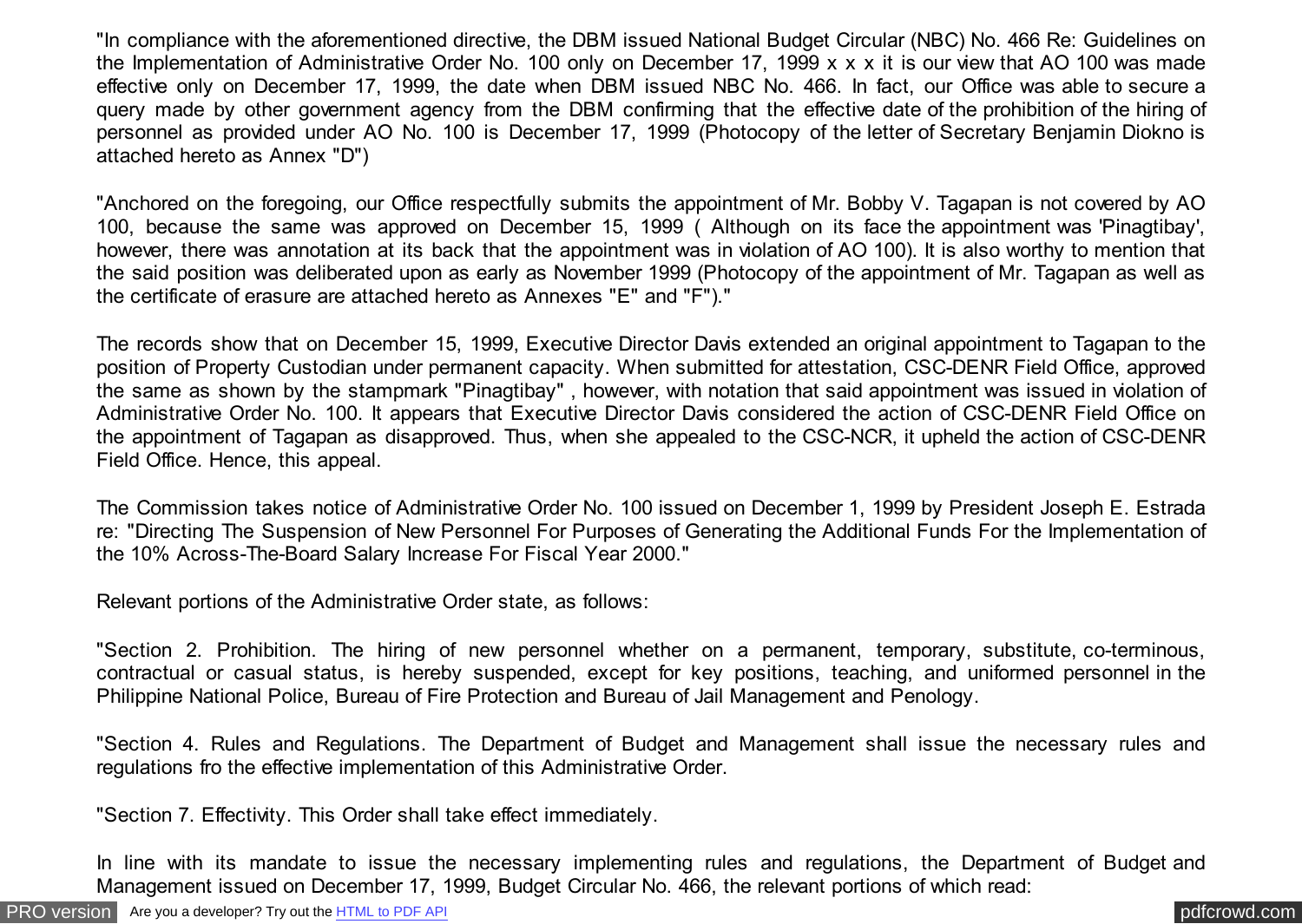"In compliance with the aforementioned directive, the DBM issued National Budget Circular (NBC) No. 466 Re: Guidelines on the Implementation of Administrative Order No. 100 only on December 17, 1999 x x x it is our view that AO 100 was made effective only on December 17, 1999, the date when DBM issued NBC No. 466. In fact, our Office was able to secure a query made by other government agency from the DBM confirming that the effective date of the prohibition of the hiring of personnel as provided under AO No. 100 is December 17, 1999 (Photocopy of the letter of Secretary Benjamin Diokno is attached hereto as Annex "D")

"Anchored on the foregoing, our Office respectfully submits the appointment of Mr. Bobby V. Tagapan is not covered by AO 100, because the same was approved on December 15, 1999 ( Although on its face the appointment was 'Pinagtibay', however, there was annotation at its back that the appointment was in violation of AO 100). It is also worthy to mention that the said position was deliberated upon as early as November 1999 (Photocopy of the appointment of Mr. Tagapan as well as the certificate of erasure are attached hereto as Annexes "E" and "F")."

The records show that on December 15, 1999, Executive Director Davis extended an original appointment to Tagapan to the position of Property Custodian under permanent capacity. When submitted for attestation, CSC-DENR Field Office, approved the same as shown by the stampmark "Pinagtibay" , however, with notation that said appointment was issued in violation of Administrative Order No. 100. It appears that Executive Director Davis considered the action of CSC-DENR Field Office on the appointment of Tagapan as disapproved. Thus, when she appealed to the CSC-NCR, it upheld the action of CSC-DENR Field Office. Hence, this appeal.

The Commission takes notice of Administrative Order No. 100 issued on December 1, 1999 by President Joseph E. Estrada re: "Directing The Suspension of New Personnel For Purposes of Generating the Additional Funds For the Implementation of the 10% Across-The-Board Salary Increase For Fiscal Year 2000."

Relevant portions of the Administrative Order state, as follows:

"Section 2. Prohibition. The hiring of new personnel whether on a permanent, temporary, substitute, co-terminous, contractual or casual status, is hereby suspended, except for key positions, teaching, and uniformed personnel in the Philippine National Police, Bureau of Fire Protection and Bureau of Jail Management and Penology.

"Section 4. Rules and Regulations. The Department of Budget and Management shall issue the necessary rules and regulations fro the effective implementation of this Administrative Order.

"Section 7. Effectivity. This Order shall take effect immediately.

In line with its mandate to issue the necessary implementing rules and regulations, the Department of Budget and Management issued on December 17, 1999, Budget Circular No. 466, the relevant portions of which read: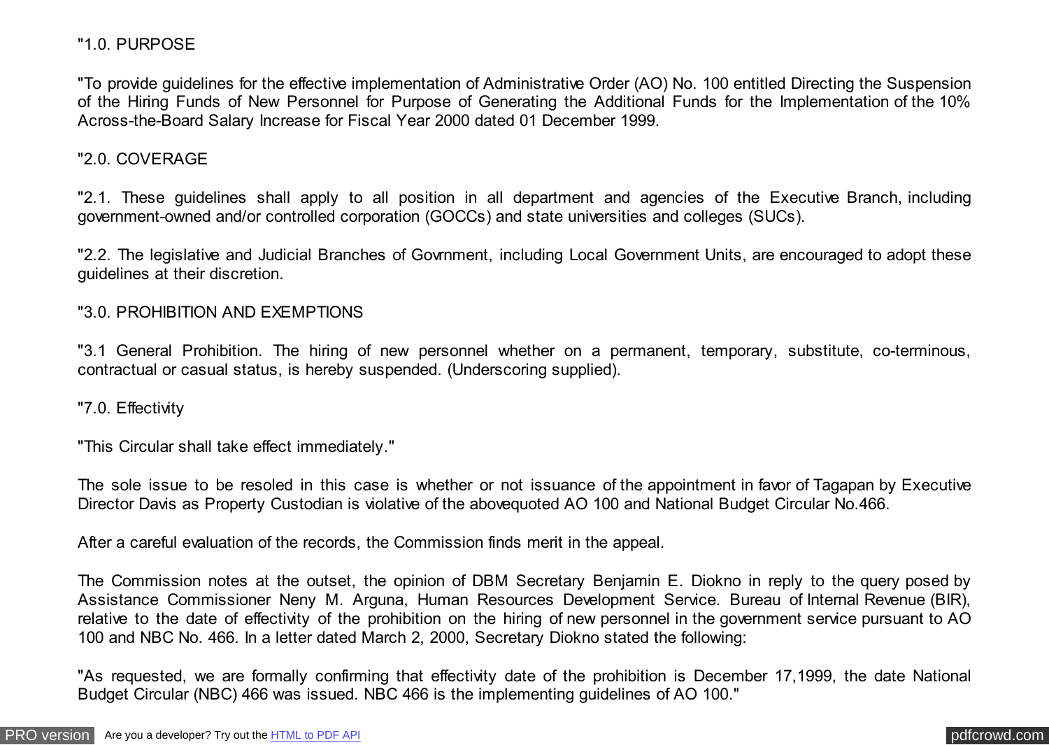"1.0. PURPOSE

"To provide guidelines for the effective implementation of Administrative Order (AO) No. 100 entitled Directing the Suspension of the Hiring Funds of New Personnel for Purpose of Generating the Additional Funds for the Implementation of the 10% Across-the-Board Salary Increase for Fiscal Year 2000 dated 01 December 1999.

"2.0. COVERAGE

"2.1. These guidelines shall apply to all position in all department and agencies of the Executive Branch, including government-owned and/or controlled corporation (GOCCs) and state universities and colleges (SUCs).

"2.2. The legislative and Judicial Branches of Govrnment, including Local Government Units, are encouraged to adopt these guidelines at their discretion.

"3.0. PROHIBITION AND EXEMPTIONS

"3.1 General Prohibition. The hiring of new personnel whether on a permanent, temporary, substitute, co-terminous, contractual or casual status, is hereby suspended. (Underscoring supplied).

"7.0. Effectivity

"This Circular shall take effect immediately."

The sole issue to be resoled in this case is whether or not issuance of the appointment in favor of Tagapan by Executive Director Davis as Property Custodian is violative of the abovequoted AO 100 and National Budget Circular No.466.

After a careful evaluation of the records, the Commission finds merit in the appeal.

The Commission notes at the outset, the opinion of DBM Secretary Benjamin E. Diokno in reply to the query posed by Assistance Commissioner Neny M. Arguna, Human Resources Development Service. Bureau of Internal Revenue (BIR), relative to the date of effectivity of the prohibition on the hiring of new personnel in the government service pursuant to AO 100 and NBC No. 466. In a letter dated March 2, 2000, Secretary Diokno stated the following:

"As requested, we are formally confirming that effectivity date of the prohibition is December 17,1999, the date National Budget Circular (NBC) 466 was issued. NBC 466 is the implementing guidelines of AO 100."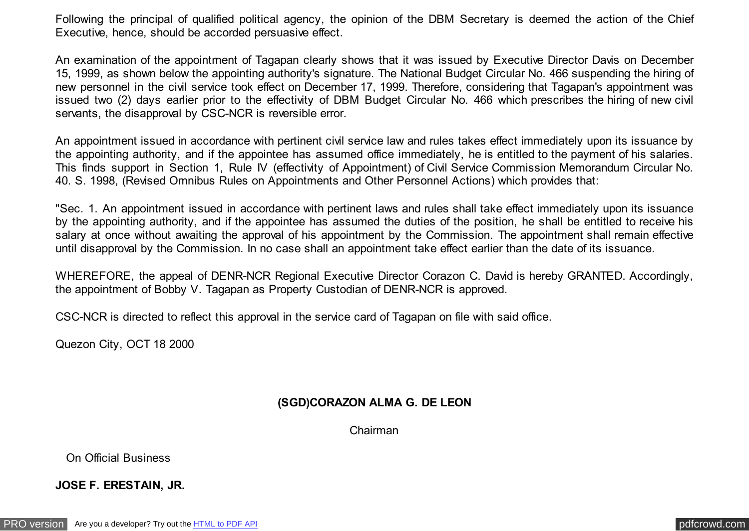Following the principal of qualified political agency, the opinion of the DBM Secretary is deemed the action of the Chief Executive, hence, should be accorded persuasive effect.

An examination of the appointment of Tagapan clearly shows that it was issued by Executive Director Davis on December 15, 1999, as shown below the appointing authority's signature. The National Budget Circular No. 466 suspending the hiring of new personnel in the civil service took effect on December 17, 1999. Therefore, considering that Tagapan's appointment was issued two (2) days earlier prior to the effectivity of DBM Budget Circular No. 466 which prescribes the hiring of new civil servants, the disapproval by CSC-NCR is reversible error.

An appointment issued in accordance with pertinent civil service law and rules takes effect immediately upon its issuance by the appointing authority, and if the appointee has assumed office immediately, he is entitled to the payment of his salaries. This finds support in Section 1, Rule IV (effectivity of Appointment) of Civil Service Commission Memorandum Circular No. 40. S. 1998, (Revised Omnibus Rules on Appointments and Other Personnel Actions) which provides that:

"Sec. 1. An appointment issued in accordance with pertinent laws and rules shall take effect immediately upon its issuance by the appointing authority, and if the appointee has assumed the duties of the position, he shall be entitled to receive his salary at once without awaiting the approval of his appointment by the Commission. The appointment shall remain effective until disapproval by the Commission. In no case shall an appointment take effect earlier than the date of its issuance.

WHEREFORE, the appeal of DENR-NCR Regional Executive Director Corazon C. David is hereby GRANTED. Accordingly, the appointment of Bobby V. Tagapan as Property Custodian of DENR-NCR is approved.

CSC-NCR is directed to reflect this approval in the service card of Tagapan on file with said office.

Quezon City, OCT 18 2000

**(SGD)CORAZON ALMA G. DE LEON**

Chairman

On Official Business

**JOSE F. ERESTAIN, JR.**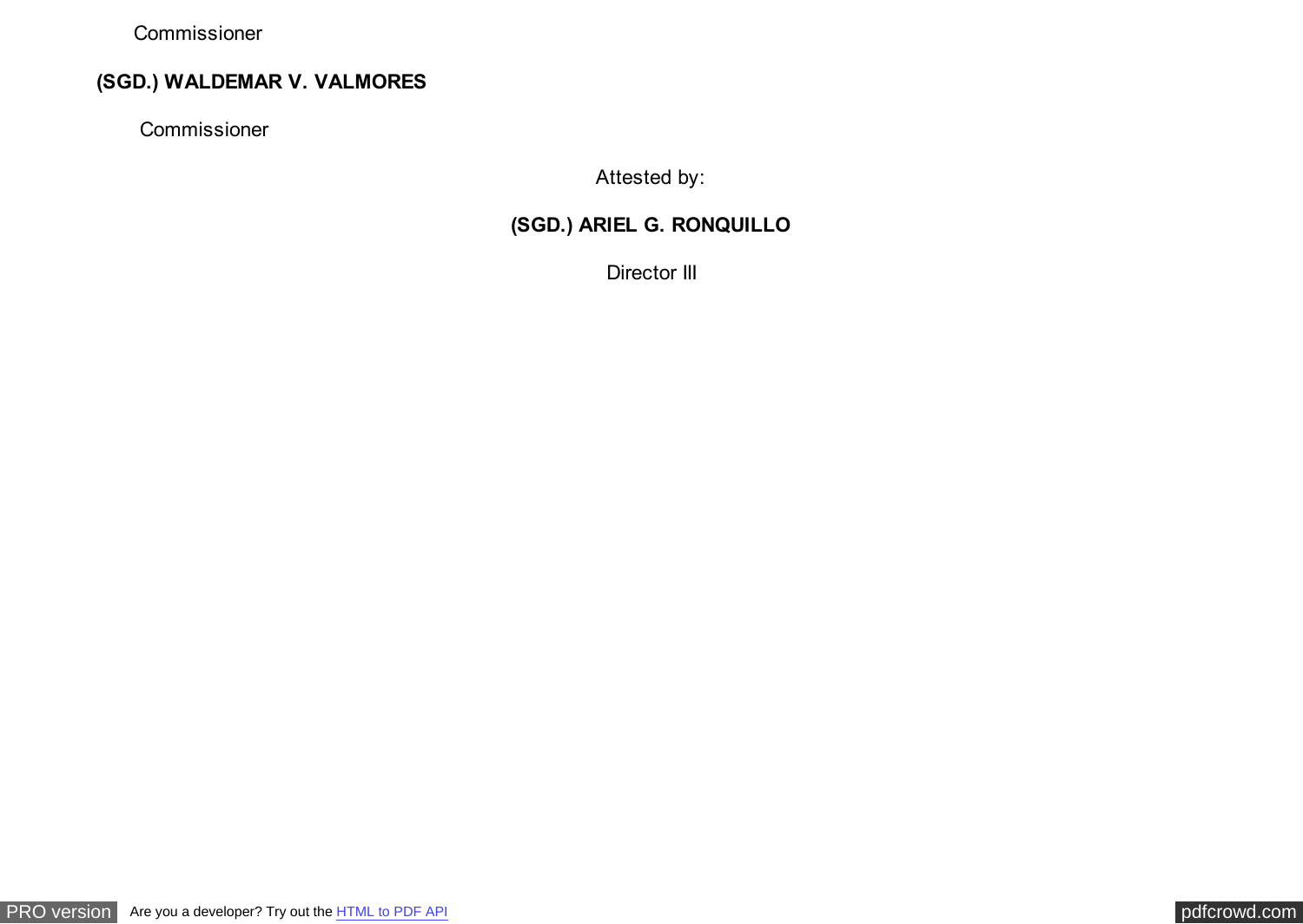Commissioner

**(SGD.) WALDEMAR V. VALMORES**

Commissioner

Attested by:

**(SGD.) ARIEL G. RONQUILLO**

Director III